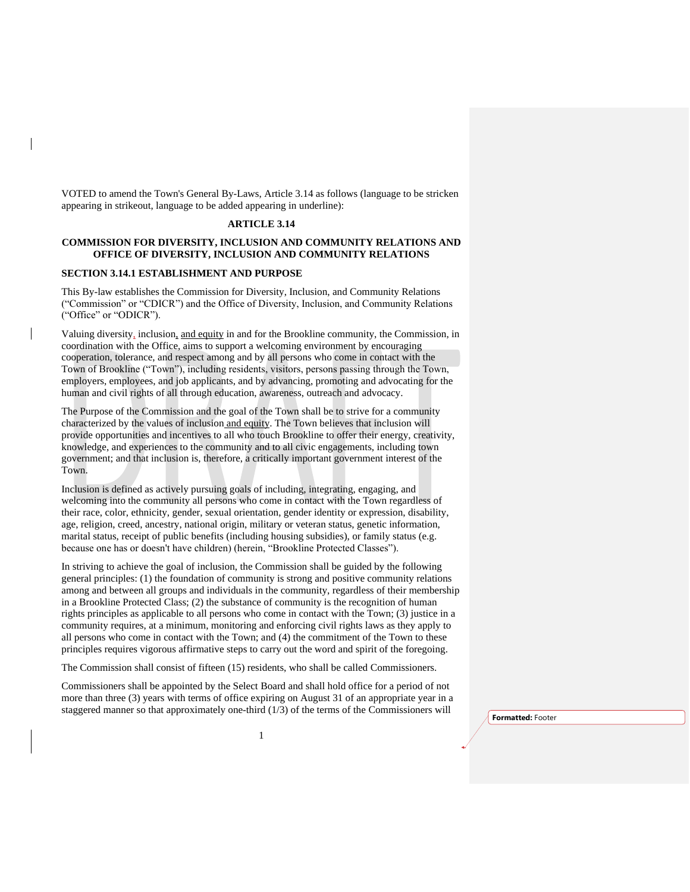VOTED to amend the Town's General By-Laws, Article 3.14 as follows (language to be stricken appearing in strikeout, language to be added appearing in underline):

**ARTICLE 3.14**

**COMMISSION FOR DIVERSITY, INCLUSION AND COMMUNITY RELATIONS AND OFFICE OF DIVERSITY, INCLUSION AND COMMUNITY RELATIONS**

**SECTION 3.14.1 ESTABLISHMENT AND PURPOSE**

This By-law establishes the Commission for Diversity, Inclusion, and Community Relations ("Commission" or "CDICR") and the Office of Diversity, Inclusion, and Community Relations ("Office" or "ODICR").

Valuing diversity, inclusion, and equity in and for the Brookline community, the Commission, in coordination with the Office, aims to support a welcoming environment by encouraging cooperation, tolerance, and respect among and by all persons who come in contact with the Town of Brookline ("Town"), including residents, visitors, persons passing through the Town, employers, employees, and job applicants, and by advancing, promoting and advocating for the human and civil rights of all through education, awareness, outreach and advocacy.

The Purpose of the Commission and the goal of the Town shall be to strive for a community characterized by the values of inclusion and equity. The Town believes that inclusion will provide opportunities and incentives to all who touch Brookline to offer their energy, creativity, knowledge, and experiences to the community and to all civic engagements, including town government; and that inclusion is, therefore, a critically important government interest of the Town.

Inclusion is defined as actively pursuing goals of including, integrating, engaging, and welcoming into the community all persons who come in contact with the Town regardless of their race, color, ethnicity, gender, sexual orientation, gender identity or expression, disability, age, religion, creed, ancestry, national origin, military or veteran status, genetic information, marital status, receipt of public benefits (including housing subsidies), or family status (e.g. because one has or doesn't have children) (herein, "Brookline Protected Classes").

In striving to achieve the goal of inclusion, the Commission shall be guided by the following general principles: (1) the foundation of community is strong and positive community relations among and between all groups and individuals in the community, regardless of their membership in a Brookline Protected Class; (2) the substance of community is the recognition of human rights principles as applicable to all persons who come in contact with the Town; (3) justice in a community requires, at a minimum, monitoring and enforcing civil rights laws as they apply to all persons who come in contact with the Town; and (4) the commitment of the Town to these principles requires vigorous affirmative steps to carry out the word and spirit of the foregoing.

The Commission shall consist of fifteen (15) residents, who shall be called Commissioners.

Commissioners shall be appointed by the Select Board and shall hold office for a period of not more than three (3) years with terms of office expiring on August 31 of an appropriate year in a staggered manner so that approximately one-third (1/3) of the terms of the Commissioners will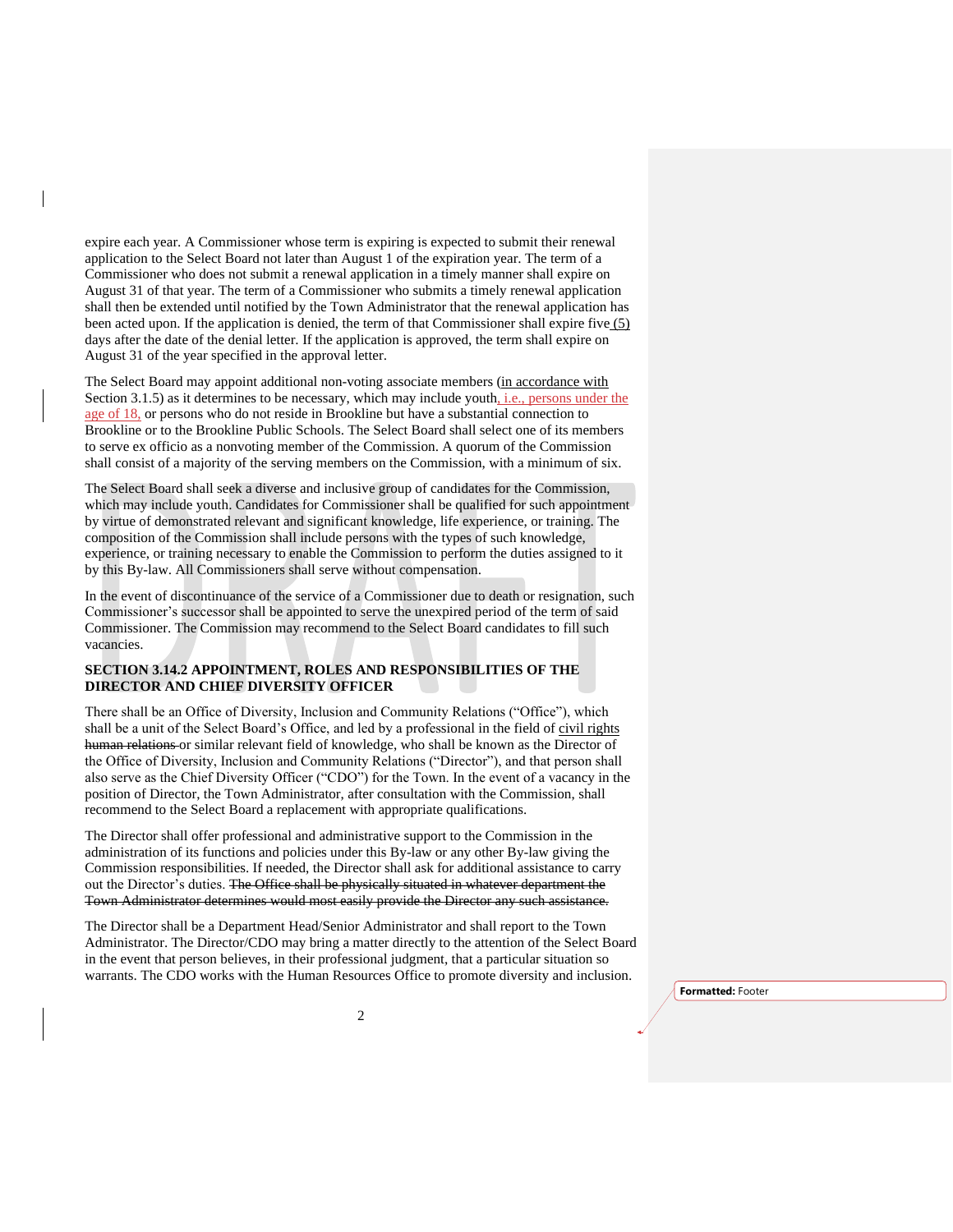expire each year. A Commissioner whose term is expiring is expected to submit their renewal application to the Select Board not later than August 1 of the expiration year. The term of a Commissioner who does not submit a renewal application in a timely manner shall expire on August 31 of that year. The term of a Commissioner who submits a timely renewal application shall then be extended until notified by the Town Administrator that the renewal application has been acted upon. If the application is denied, the term of that Commissioner shall expire five (5) days after the date of the denial letter. If the application is approved, the term shall expire on August 31 of the year specified in the approval letter.

The Select Board may appoint additional non-voting associate members (in accordance with Section 3.1.5) as it determines to be necessary, which may include youth, i.e., persons under the age of 18, or persons who do not reside in Brookline but have a substantial connection to Brookline or to the Brookline Public Schools. The Select Board shall select one of its members to serve ex officio as a nonvoting member of the Commission. A quorum of the Commission shall consist of a majority of the serving members on the Commission, with a minimum of six.

The Select Board shall seek a diverse and inclusive group of candidates for the Commission, which may include youth. Candidates for Commissioner shall be qualified for such appointment by virtue of demonstrated relevant and significant knowledge, life experience, or training. The composition of the Commission shall include persons with the types of such knowledge, experience, or training necessary to enable the Commission to perform the duties assigned to it by this By-law. All Commissioners shall serve without compensation.

In the event of discontinuance of the service of a Commissioner due to death or resignation, such Commissioner's successor shall be appointed to serve the unexpired period of the term of said Commissioner. The Commission may recommend to the Select Board candidates to fill such vacancies.

**SECTION 3.14.2 APPOINTMENT, ROLES AND RESPONSIBILITIES OF THE DIRECTOR AND CHIEF DIVERSITY OFFICER**

There shall be an Office of Diversity, Inclusion and Community Relations ("Office"), which shall be a unit of the Select Board's Office, and led by a professional in the field of civil rights ~~human relations~~ or similar relevant field of knowledge, who shall be known as the Director of the Office of Diversity, Inclusion and Community Relations ("Director"), and that person shall also serve as the Chief Diversity Officer ("CDO") for the Town. In the event of a vacancy in the position of Director, the Town Administrator, after consultation with the Commission, shall recommend to the Select Board a replacement with appropriate qualifications.

The Director shall offer professional and administrative support to the Commission in the administration of its functions and policies under this By-law or any other By-law giving the Commission responsibilities. If needed, the Director shall ask for additional assistance to carry out the Director's duties. ~~The Office shall be physically situated in whatever department the Town Administrator determines would most easily provide the Director any such assistance.~~

The Director shall be a Department Head/Senior Administrator and shall report to the Town Administrator. The Director/CDO may bring a matter directly to the attention of the Select Board in the event that person believes, in their professional judgment, that a particular situation so warrants. The CDO works with the Human Resources Office to promote diversity and inclusion.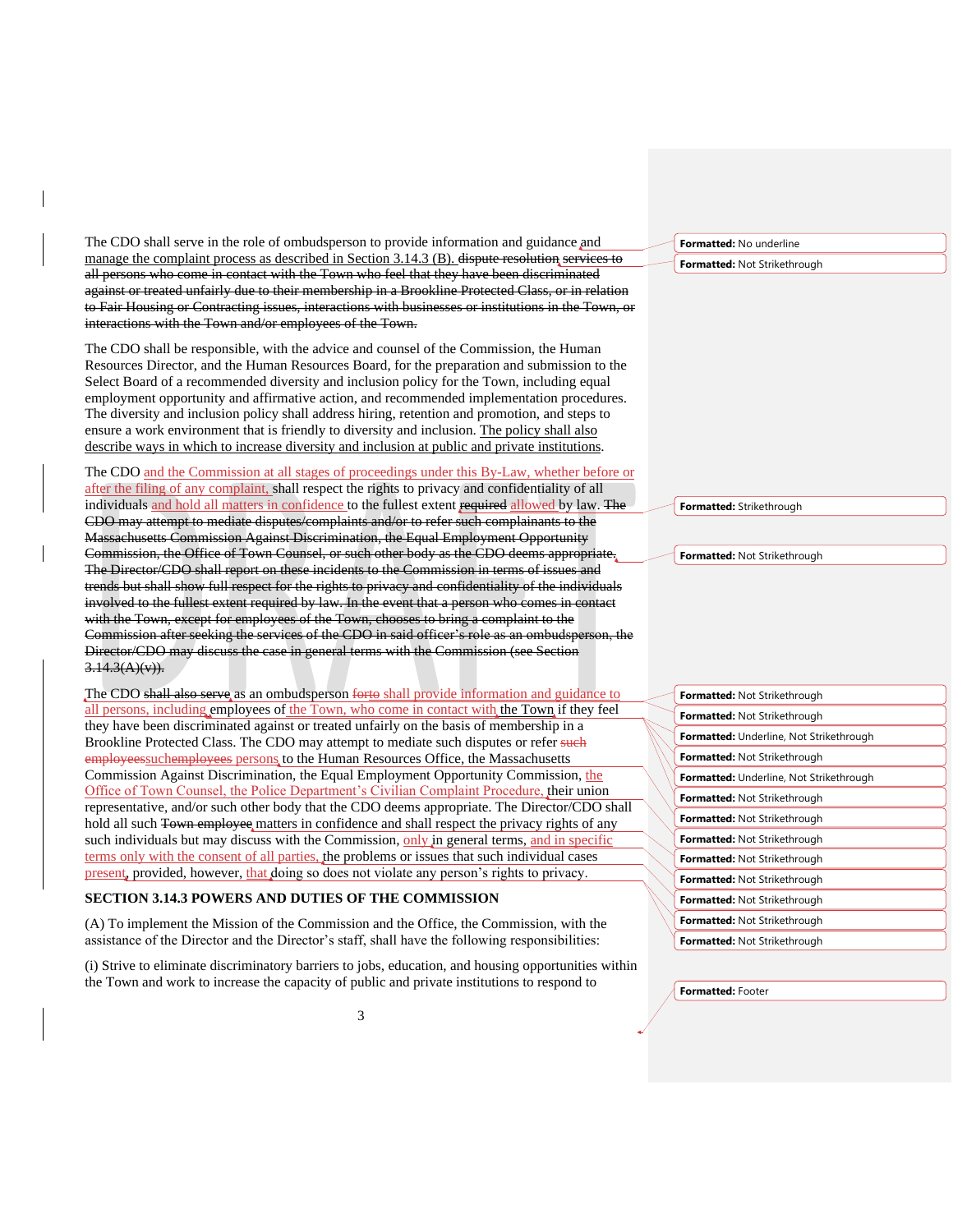The CDO shall serve in the role of ombudsperson to provide information and guidance and manage the complaint process as described in Section 3.14.3 (B). ~~dispute resolution services to all persons who come in contact with the Town who feel that they have been discriminated against or treated unfairly due to their membership in a Brookline Protected Class, or in relation to Fair Housing or Contracting issues, interactions with businesses or institutions in the Town, or interactions with the Town and/or employees of the Town.~~

The CDO shall be responsible, with the advice and counsel of the Commission, the Human Resources Director, and the Human Resources Board, for the preparation and submission to the Select Board of a recommended diversity and inclusion policy for the Town, including equal employment opportunity and affirmative action, and recommended implementation procedures. The diversity and inclusion policy shall address hiring, retention and promotion, and steps to ensure a work environment that is friendly to diversity and inclusion. The policy shall also describe ways in which to increase diversity and inclusion at public and private institutions.

The CDO and the Commission at all stages of proceedings under this By-Law, whether before or after the filing of any complaint, shall respect the rights to privacy and confidentiality of all individuals and hold all matters in confidence to the fullest extent ~~required~~ allowed by law. ~~The CDO may attempt to mediate disputes/complaints and/or to refer such complainants to the Massachusetts Commission Against Discrimination, the Equal Employment Opportunity Commission, the Office of Town Counsel, or such other body as the CDO deems appropriate. The Director/CDO shall report on these incidents to the Commission in terms of issues and trends but shall show full respect for the rights to privacy and confidentiality of the individuals involved to the fullest extent required by law. In the event that a person who comes in contact with the Town, except for employees of the Town, chooses to bring a complaint to the Commission after seeking the services of the CDO in said officer's role as an ombudsperson, the Director/CDO may discuss the case in general terms with the Commission (see Section 3.14.3(A)(v)).~~

The CDO ~~shall also serve~~ as an ombudsperson ~~forto~~ shall provide information and guidance to all persons, including employees of the Town, who come in contact with the Town if they feel they have been discriminated against or treated unfairly on the basis of membership in a Brookline Protected Class. The CDO may attempt to mediate such disputes or refer ~~such employeessuchemployees~~ persons to the Human Resources Office, the Massachusetts Commission Against Discrimination, the Equal Employment Opportunity Commission, the Office of Town Counsel, the Police Department's Civilian Complaint Procedure, their union representative, and/or such other body that the CDO deems appropriate. The Director/CDO shall hold all such ~~Town employee~~ matters in confidence and shall respect the privacy rights of any such individuals but may discuss with the Commission, only in general terms, and in specific terms only with the consent of all parties, the problems or issues that such individual cases present, provided, however, that doing so does not violate any person's rights to privacy.

**SECTION 3.14.3 POWERS AND DUTIES OF THE COMMISSION**

(A) To implement the Mission of the Commission and the Office, the Commission, with the assistance of the Director and the Director's staff, shall have the following responsibilities:

(i) Strive to eliminate discriminatory barriers to jobs, education, and housing opportunities within the Town and work to increase the capacity of public and private institutions to respond to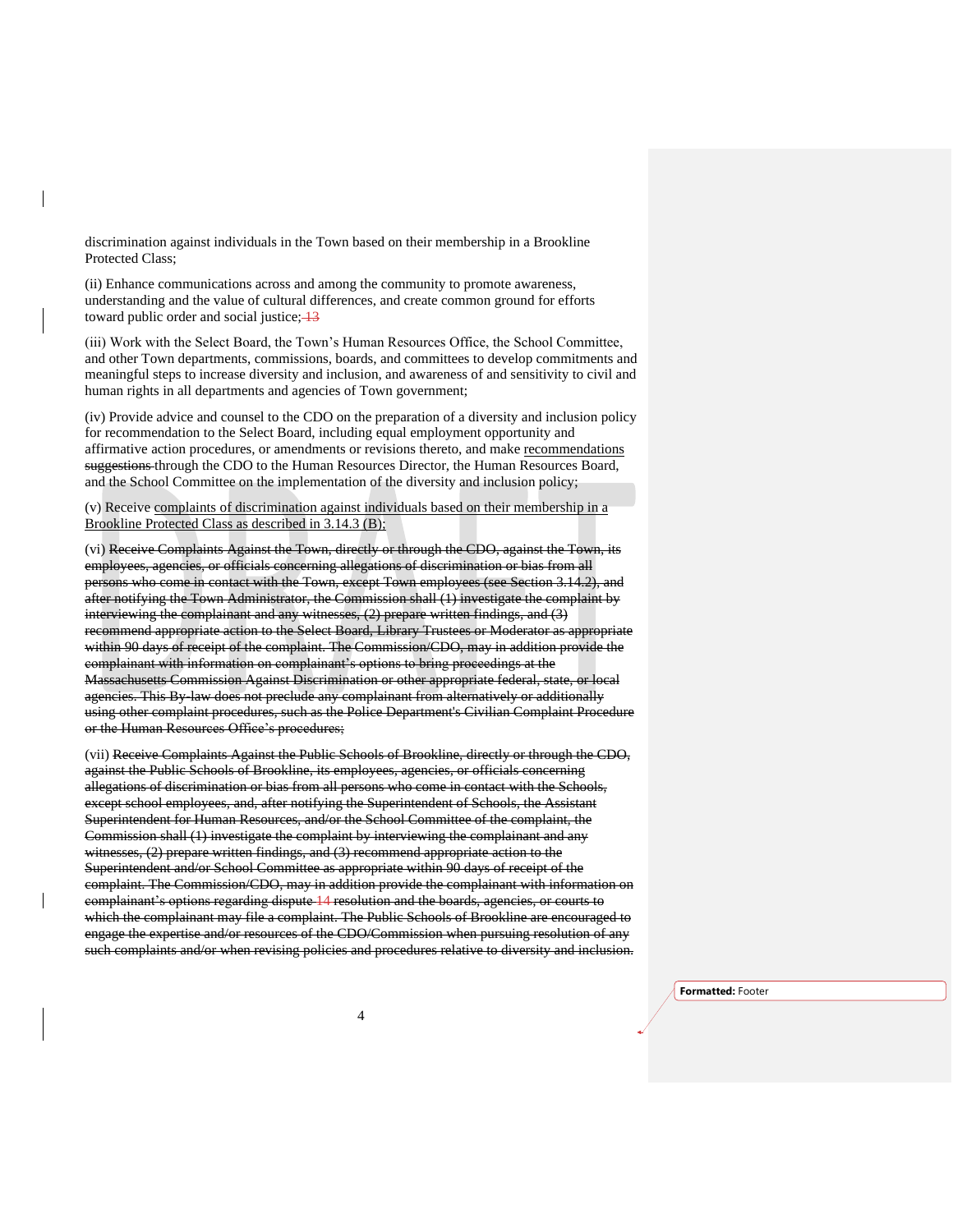discrimination against individuals in the Town based on their membership in a Brookline Protected Class;

(ii) Enhance communications across and among the community to promote awareness, understanding and the value of cultural differences, and create common ground for efforts toward public order and social justice; 13

(iii) Work with the Select Board, the Town's Human Resources Office, the School Committee, and other Town departments, commissions, boards, and committees to develop commitments and meaningful steps to increase diversity and inclusion, and awareness of and sensitivity to civil and human rights in all departments and agencies of Town government;

(iv) Provide advice and counsel to the CDO on the preparation of a diversity and inclusion policy for recommendation to the Select Board, including equal employment opportunity and affirmative action procedures, or amendments or revisions thereto, and make recommendations ~~suggestions~~ through the CDO to the Human Resources Director, the Human Resources Board, and the School Committee on the implementation of the diversity and inclusion policy;

(v) Receive complaints of discrimination against individuals based on their membership in a Brookline Protected Class as described in 3.14.3 (B);

(vi) ~~Receive Complaints Against the Town, directly or through the CDO, against the Town, its employees, agencies, or officials concerning allegations of discrimination or bias from all persons who come in contact with the Town, except Town employees (see Section 3.14.2), and after notifying the Town Administrator, the Commission shall (1) investigate the complaint by interviewing the complainant and any witnesses, (2) prepare written findings, and (3) recommend appropriate action to the Select Board, Library Trustees or Moderator as appropriate within 90 days of receipt of the complaint. The Commission/CDO, may in addition provide the complainant with information on complainant's options to bring proceedings at the Massachusetts Commission Against Discrimination or other appropriate federal, state, or local agencies. This By-law does not preclude any complainant from alternatively or additionally using other complaint procedures, such as the Police Department's Civilian Complaint Procedure or the Human Resources Office's procedures;~~

(vii) ~~Receive Complaints Against the Public Schools of Brookline, directly or through the CDO, against the Public Schools of Brookline, its employees, agencies, or officials concerning allegations of discrimination or bias from all persons who come in contact with the Schools, except school employees, and, after notifying the Superintendent of Schools, the Assistant Superintendent for Human Resources, and/or the School Committee of the complaint, the Commission shall (1) investigate the complaint by interviewing the complainant and any witnesses, (2) prepare written findings, and (3) recommend appropriate action to the Superintendent and/or School Committee as appropriate within 90 days of receipt of the complaint. The Commission/CDO, may in addition provide the complainant with information on complainant's options regarding dispute 14 resolution and the boards, agencies, or courts to which the complainant may file a complaint. The Public Schools of Brookline are encouraged to engage the expertise and/or resources of the CDO/Commission when pursuing resolution of any such complaints and/or when revising policies and procedures relative to diversity and inclusion.~~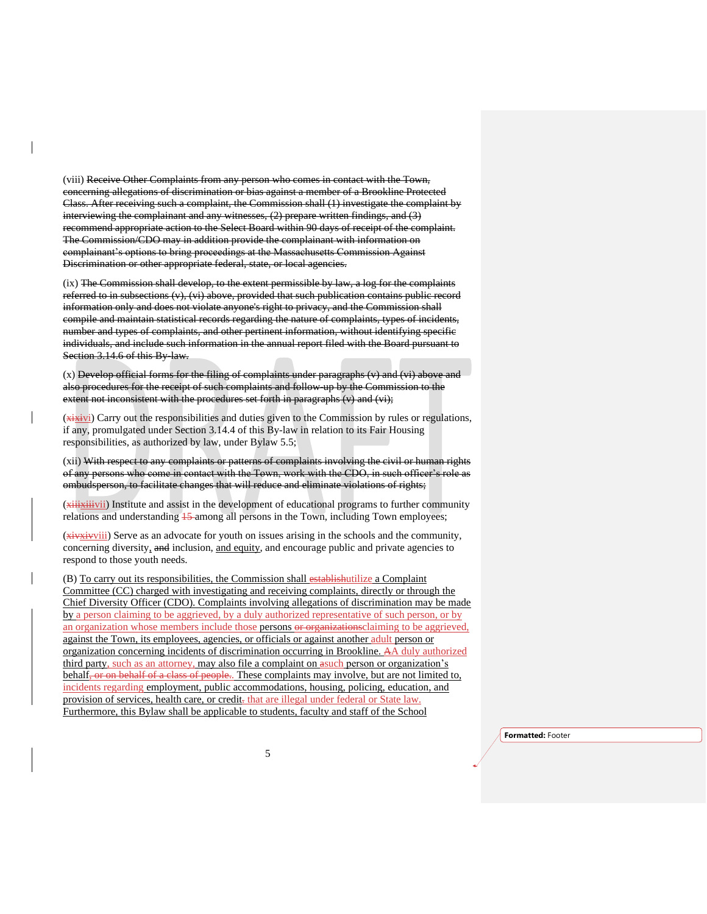(viii) ~~Receive Other Complaints from any person who comes in contact with the Town, concerning allegations of discrimination or bias against a member of a Brookline Protected Class. After receiving such a complaint, the Commission shall (1) investigate the complaint by interviewing the complainant and any witnesses, (2) prepare written findings, and (3) recommend appropriate action to the Select Board within 90 days of receipt of the complaint. The Commission/CDO may in addition provide the complainant with information on complainant's options to bring proceedings at the Massachusetts Commission Against Discrimination or other appropriate federal, state, or local agencies.~~

(ix) ~~The Commission shall develop, to the extent permissible by law, a log for the complaints referred to in subsections (v), (vi) above, provided that such publication contains public record information only and does not violate anyone's right to privacy, and the Commission shall compile and maintain statistical records regarding the nature of complaints, types of incidents, number and types of complaints, and other pertinent information, without identifying specific individuals, and include such information in the annual report filed with the Board pursuant to Section 3.14.6 of this By-law.~~

(x) ~~Develop official forms for the filing of complaints under paragraphs (v) and (vi) above and also procedures for the receipt of such complaints and follow-up by the Commission to the extent not inconsistent with the procedures set forth in paragraphs (v) and (vi);~~

(~~xi~~~~xi~~vi) Carry out the responsibilities and duties given to the Commission by rules or regulations, if any, promulgated under Section 3.14.4 of this By-law in relation to its Fair Housing responsibilities, as authorized by law, under Bylaw 5.5;

(xii) ~~With respect to any complaints or patterns of complaints involving the civil or human rights of any persons who come in contact with the Town, work with the CDO, in such officer's role as ombudsperson, to facilitate changes that will reduce and eliminate violations of rights;~~

(~~xiii~~~~xiii~~vii) Institute and assist in the development of educational programs to further community relations and understanding ~~15~~ among all persons in the Town, including Town employees;

(~~xiv~~~~xiv~~viii) Serve as an advocate for youth on issues arising in the schools and the community, concerning diversity, ~~and~~ inclusion, and equity, and encourage public and private agencies to respond to those youth needs.

(B) To carry out its responsibilities, the Commission shall ~~establish~~utilize a Complaint Committee (CC) charged with investigating and receiving complaints, directly or through the Chief Diversity Officer (CDO). Complaints involving allegations of discrimination may be made by a person claiming to be aggrieved, by a duly authorized representative of such person, or by an organization whose members include those persons ~~or organizations~~claiming to be aggrieved, against the Town, its employees, agencies, or officials or against another adult person or organization concerning incidents of discrimination occurring in Brookline. ~~A~~A duly authorized third party, such as an attorney, may also file a complaint on ~~a~~such person or organization's behalf~~, or on behalf of a class of people.~~. These complaints may involve, but are not limited to, incidents regarding employment, public accommodations, housing, policing, education, and provision of services, health care, or credit~~.~~ that are illegal under federal or State law. Furthermore, this Bylaw shall be applicable to students, faculty and staff of the School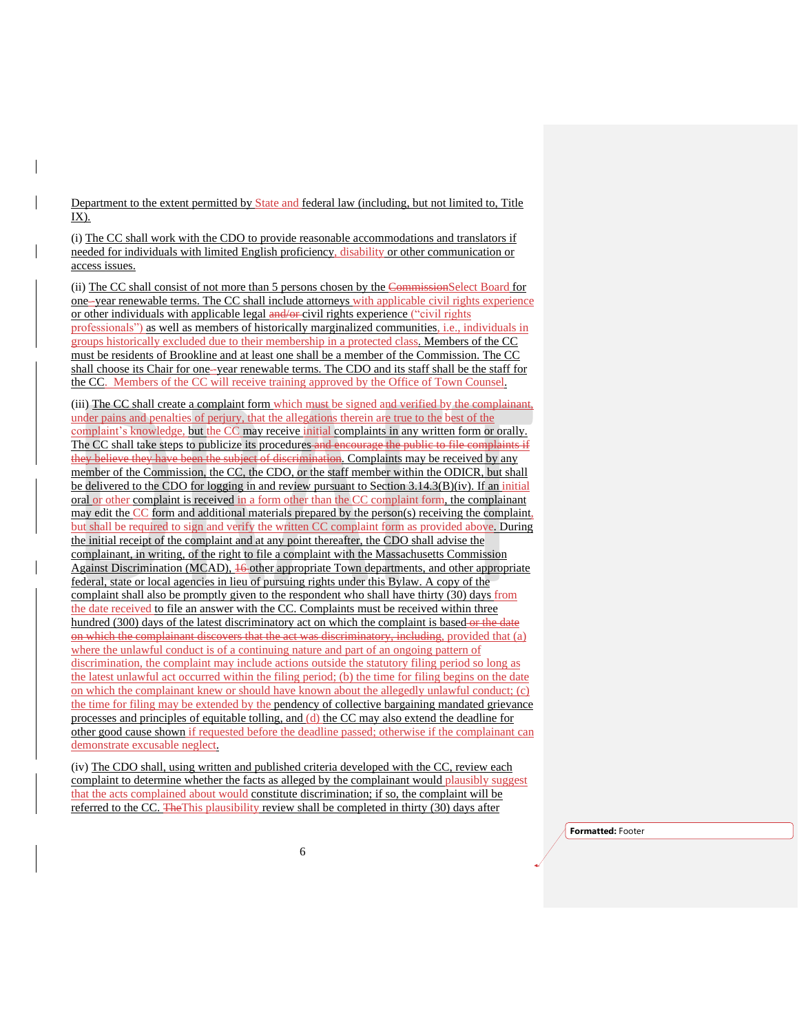Department to the extent permitted by State and federal law (including, but not limited to, Title IX).

(i) The CC shall work with the CDO to provide reasonable accommodations and translators if needed for individuals with limited English proficiency, disability or other communication or access issues.

(ii) The CC shall consist of not more than 5 persons chosen by the ~~Commission~~Select Board for one~~-~~year renewable terms. The CC shall include attorneys with applicable civil rights experience or other individuals with applicable legal ~~and/or~~ civil rights experience ("civil rights professionals") as well as members of historically marginalized communities, i.e., individuals in groups historically excluded due to their membership in a protected class. Members of the CC must be residents of Brookline and at least one shall be a member of the Commission. The CC shall choose its Chair for one~~-~~year renewable terms. The CDO and its staff shall be the staff for the CC. Members of the CC will receive training approved by the Office of Town Counsel.

(iii) The CC shall create a complaint form which must be signed and verified by the complainant, under pains and penalties of perjury, that the allegations therein are true to the best of the complaint's knowledge, but the CC may receive initial complaints in any written form or orally. The CC shall take steps to publicize its procedures ~~and encourage the public to file complaints if they believe they have been the subject of discrimination~~. Complaints may be received by any member of the Commission, the CC, the CDO, or the staff member within the ODICR, but shall be delivered to the CDO for logging in and review pursuant to Section 3.14.3(B)(iv). If an initial oral or other complaint is received in a form other than the CC complaint form, the complainant may edit the CC form and additional materials prepared by the person(s) receiving the complaint, but shall be required to sign and verify the written CC complaint form as provided above. During the initial receipt of the complaint and at any point thereafter, the CDO shall advise the complainant, in writing, of the right to file a complaint with the Massachusetts Commission Against Discrimination (MCAD), ~~16~~ other appropriate Town departments, and other appropriate federal, state or local agencies in lieu of pursuing rights under this Bylaw. A copy of the complaint shall also be promptly given to the respondent who shall have thirty (30) days from the date received to file an answer with the CC. Complaints must be received within three hundred (300) days of the latest discriminatory act on which the complaint is based ~~or the date on which the complainant discovers that the act was discriminatory, including~~, provided that (a) where the unlawful conduct is of a continuing nature and part of an ongoing pattern of discrimination, the complaint may include actions outside the statutory filing period so long as the latest unlawful act occurred within the filing period; (b) the time for filing begins on the date on which the complainant knew or should have known about the allegedly unlawful conduct; (c) the time for filing may be extended by the pendency of collective bargaining mandated grievance processes and principles of equitable tolling, and (d) the CC may also extend the deadline for other good cause shown if requested before the deadline passed; otherwise if the complainant can demonstrate excusable neglect.

(iv) The CDO shall, using written and published criteria developed with the CC, review each complaint to determine whether the facts as alleged by the complainant would plausibly suggest that the acts complained about would constitute discrimination; if so, the complaint will be referred to the CC. ~~The~~This plausibility review shall be completed in thirty (30) days after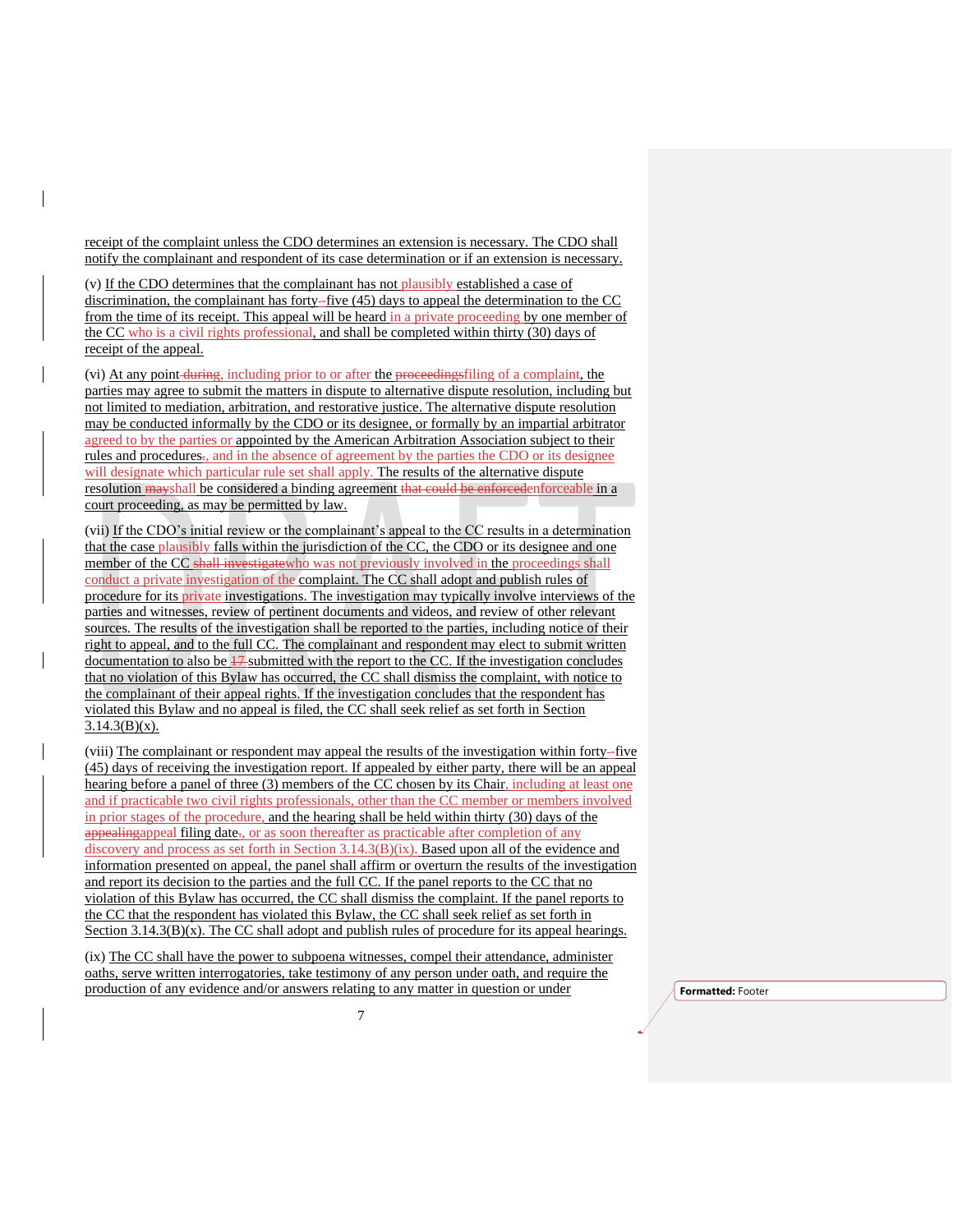receipt of the complaint unless the CDO determines an extension is necessary. The CDO shall notify the complainant and respondent of its case determination or if an extension is necessary.

(v) If the CDO determines that the complainant has not plausibly established a case of discrimination, the complainant has forty~~-~~-five (45) days to appeal the determination to the CC from the time of its receipt. This appeal will be heard in a private proceeding by one member of the CC who is a civil rights professional, and shall be completed within thirty (30) days of receipt of the appeal.

(vi) At any point ~~during~~, including prior to or after the ~~proceedings~~filing of a complaint, the parties may agree to submit the matters in dispute to alternative dispute resolution, including but not limited to mediation, arbitration, and restorative justice. The alternative dispute resolution may be conducted informally by the CDO or its designee, or formally by an impartial arbitrator agreed to by the parties or appointed by the American Arbitration Association subject to their rules and procedures~~.~~, and in the absence of agreement by the parties the CDO or its designee will designate which particular rule set shall apply. The results of the alternative dispute resolution ~~may~~shall be considered a binding agreement ~~that could be enforced~~enforceable in a court proceeding, as may be permitted by law.

(vii) If the CDO's initial review or the complainant's appeal to the CC results in a determination that the case plausibly falls within the jurisdiction of the CC, the CDO or its designee and one member of the CC ~~shall investigate~~who was not previously involved in the proceedings shall conduct a private investigation of the complaint. The CC shall adopt and publish rules of procedure for its private investigations. The investigation may typically involve interviews of the parties and witnesses, review of pertinent documents and videos, and review of other relevant sources. The results of the investigation shall be reported to the parties, including notice of their right to appeal, and to the full CC. The complainant and respondent may elect to submit written documentation to also be ~~17~~ submitted with the report to the CC. If the investigation concludes that no violation of this Bylaw has occurred, the CC shall dismiss the complaint, with notice to the complainant of their appeal rights. If the investigation concludes that the respondent has violated this Bylaw and no appeal is filed, the CC shall seek relief as set forth in Section 3.14.3(B)(x).

(viii) The complainant or respondent may appeal the results of the investigation within forty~~-~~-five (45) days of receiving the investigation report. If appealed by either party, there will be an appeal hearing before a panel of three (3) members of the CC chosen by its Chair, including at least one and if practicable two civil rights professionals, other than the CC member or members involved in prior stages of the procedure, and the hearing shall be held within thirty (30) days of the ~~appealing~~appeal filing date~~.~~, or as soon thereafter as practicable after completion of any discovery and process as set forth in Section 3.14.3(B)(ix). Based upon all of the evidence and information presented on appeal, the panel shall affirm or overturn the results of the investigation and report its decision to the parties and the full CC. If the panel reports to the CC that no violation of this Bylaw has occurred, the CC shall dismiss the complaint. If the panel reports to the CC that the respondent has violated this Bylaw, the CC shall seek relief as set forth in Section 3.14.3(B)(x). The CC shall adopt and publish rules of procedure for its appeal hearings.

(ix) The CC shall have the power to subpoena witnesses, compel their attendance, administer oaths, serve written interrogatories, take testimony of any person under oath, and require the production of any evidence and/or answers relating to any matter in question or under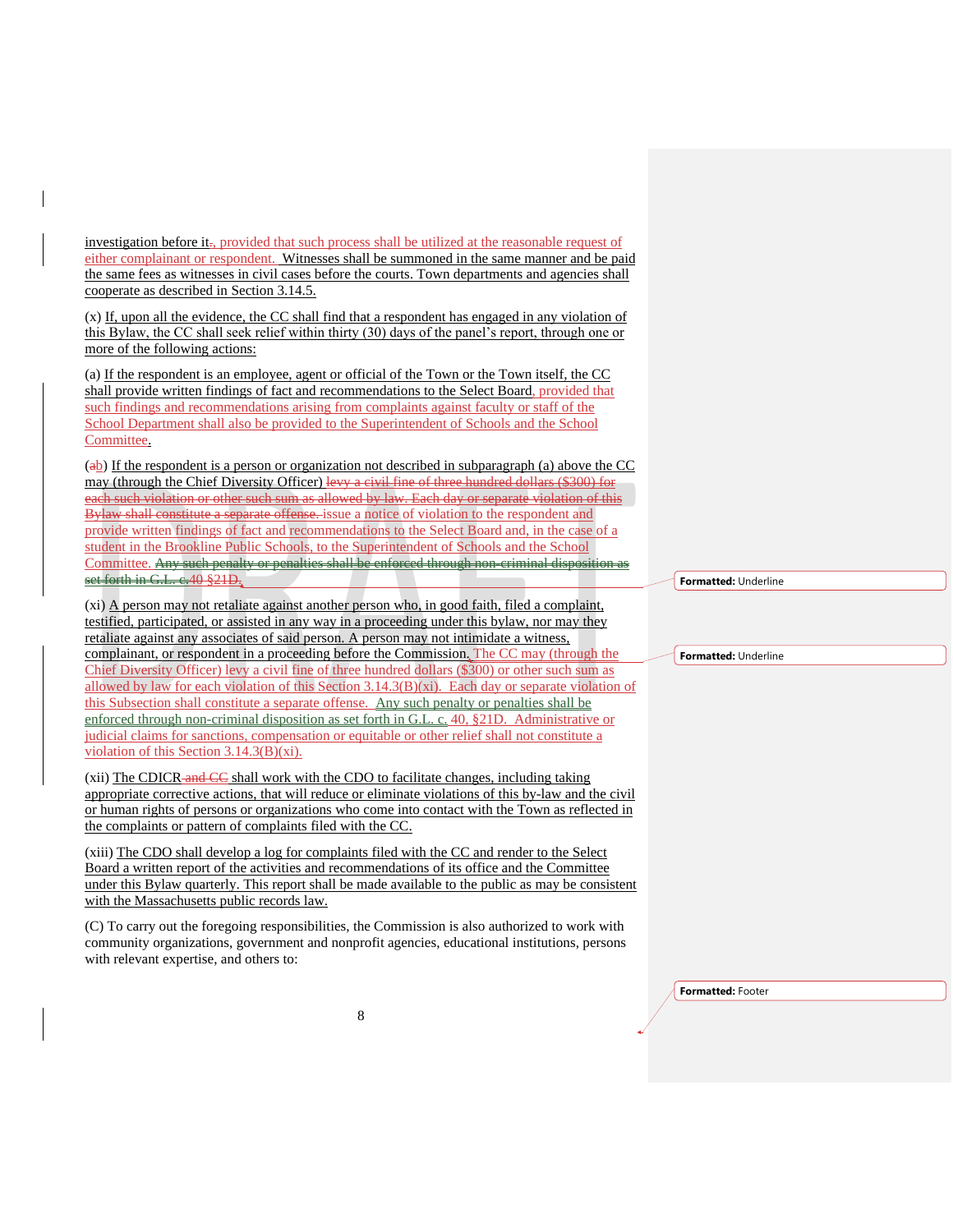investigation before it., provided that such process shall be utilized at the reasonable request of either complainant or respondent. Witnesses shall be summoned in the same manner and be paid the same fees as witnesses in civil cases before the courts. Town departments and agencies shall cooperate as described in Section 3.14.5.

(x) If, upon all the evidence, the CC shall find that a respondent has engaged in any violation of this Bylaw, the CC shall seek relief within thirty (30) days of the panel's report, through one or more of the following actions:

(a) If the respondent is an employee, agent or official of the Town or the Town itself, the CC shall provide written findings of fact and recommendations to the Select Board, provided that such findings and recommendations arising from complaints against faculty or staff of the School Department shall also be provided to the Superintendent of Schools and the School Committee.

(ab) If the respondent is a person or organization not described in subparagraph (a) above the CC may (through the Chief Diversity Officer) ~~levy a civil fine of three hundred dollars ($300) for each such violation or other such sum as allowed by law. Each day or separate violation of this Bylaw shall constitute a separate offense.~~ issue a notice of violation to the respondent and provide written findings of fact and recommendations to the Select Board and, in the case of a student in the Brookline Public Schools, to the Superintendent of Schools and the School Committee. ~~Any such penalty or penalties shall be enforced through non-criminal disposition as set forth in G.L. c.~~40 §21D.

(xi) A person may not retaliate against another person who, in good faith, filed a complaint, testified, participated, or assisted in any way in a proceeding under this bylaw, nor may they retaliate against any associates of said person. A person may not intimidate a witness, complainant, or respondent in a proceeding before the Commission. The CC may (through the Chief Diversity Officer) levy a civil fine of three hundred dollars ($300) or other such sum as allowed by law for each violation of this Section 3.14.3(B)(xi). Each day or separate violation of this Subsection shall constitute a separate offense. Any such penalty or penalties shall be enforced through non-criminal disposition as set forth in G.L. c. 40, §21D. Administrative or judicial claims for sanctions, compensation or equitable or other relief shall not constitute a violation of this Section 3.14.3(B)(xi).

(xii) The CDICR ~~and CC~~ shall work with the CDO to facilitate changes, including taking appropriate corrective actions, that will reduce or eliminate violations of this by-law and the civil or human rights of persons or organizations who come into contact with the Town as reflected in the complaints or pattern of complaints filed with the CC.

(xiii) The CDO shall develop a log for complaints filed with the CC and render to the Select Board a written report of the activities and recommendations of its office and the Committee under this Bylaw quarterly. This report shall be made available to the public as may be consistent with the Massachusetts public records law.

(C) To carry out the foregoing responsibilities, the Commission is also authorized to work with community organizations, government and nonprofit agencies, educational institutions, persons with relevant expertise, and others to: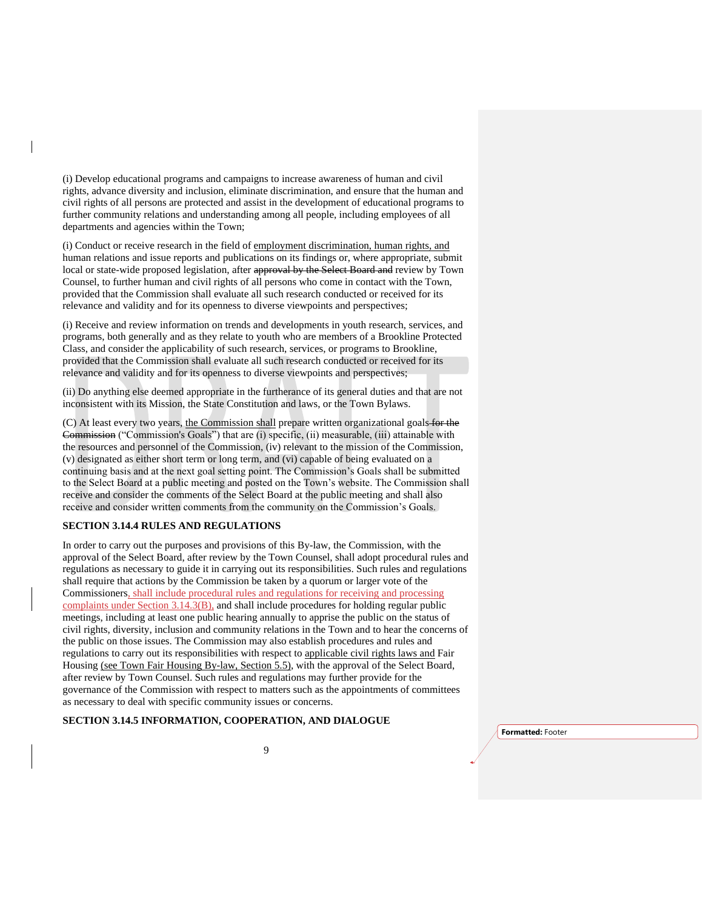(i) Develop educational programs and campaigns to increase awareness of human and civil rights, advance diversity and inclusion, eliminate discrimination, and ensure that the human and civil rights of all persons are protected and assist in the development of educational programs to further community relations and understanding among all people, including employees of all departments and agencies within the Town;

(i) Conduct or receive research in the field of employment discrimination, human rights, and human relations and issue reports and publications on its findings or, where appropriate, submit local or state-wide proposed legislation, after ~~approval by the Select Board and~~ review by Town Counsel, to further human and civil rights of all persons who come in contact with the Town, provided that the Commission shall evaluate all such research conducted or received for its relevance and validity and for its openness to diverse viewpoints and perspectives;

(i) Receive and review information on trends and developments in youth research, services, and programs, both generally and as they relate to youth who are members of a Brookline Protected Class, and consider the applicability of such research, services, or programs to Brookline, provided that the Commission shall evaluate all such research conducted or received for its relevance and validity and for its openness to diverse viewpoints and perspectives;

(ii) Do anything else deemed appropriate in the furtherance of its general duties and that are not inconsistent with its Mission, the State Constitution and laws, or the Town Bylaws.

(C) At least every two years, the Commission shall prepare written organizational goals ~~for the Commission~~ ("Commission's Goals") that are (i) specific, (ii) measurable, (iii) attainable with the resources and personnel of the Commission, (iv) relevant to the mission of the Commission, (v) designated as either short term or long term, and (vi) capable of being evaluated on a continuing basis and at the next goal setting point. The Commission's Goals shall be submitted to the Select Board at a public meeting and posted on the Town's website. The Commission shall receive and consider the comments of the Select Board at the public meeting and shall also receive and consider written comments from the community on the Commission's Goals.

**SECTION 3.14.4 RULES AND REGULATIONS**

In order to carry out the purposes and provisions of this By-law, the Commission, with the approval of the Select Board, after review by the Town Counsel, shall adopt procedural rules and regulations as necessary to guide it in carrying out its responsibilities. Such rules and regulations shall require that actions by the Commission be taken by a quorum or larger vote of the Commissioners, shall include procedural rules and regulations for receiving and processing complaints under Section 3.14.3(B), and shall include procedures for holding regular public meetings, including at least one public hearing annually to apprise the public on the status of civil rights, diversity, inclusion and community relations in the Town and to hear the concerns of the public on those issues. The Commission may also establish procedures and rules and regulations to carry out its responsibilities with respect to applicable civil rights laws and Fair Housing (see Town Fair Housing By-law, Section 5.5), with the approval of the Select Board, after review by Town Counsel. Such rules and regulations may further provide for the governance of the Commission with respect to matters such as the appointments of committees as necessary to deal with specific community issues or concerns.

**SECTION 3.14.5 INFORMATION, COOPERATION, AND DIALOGUE**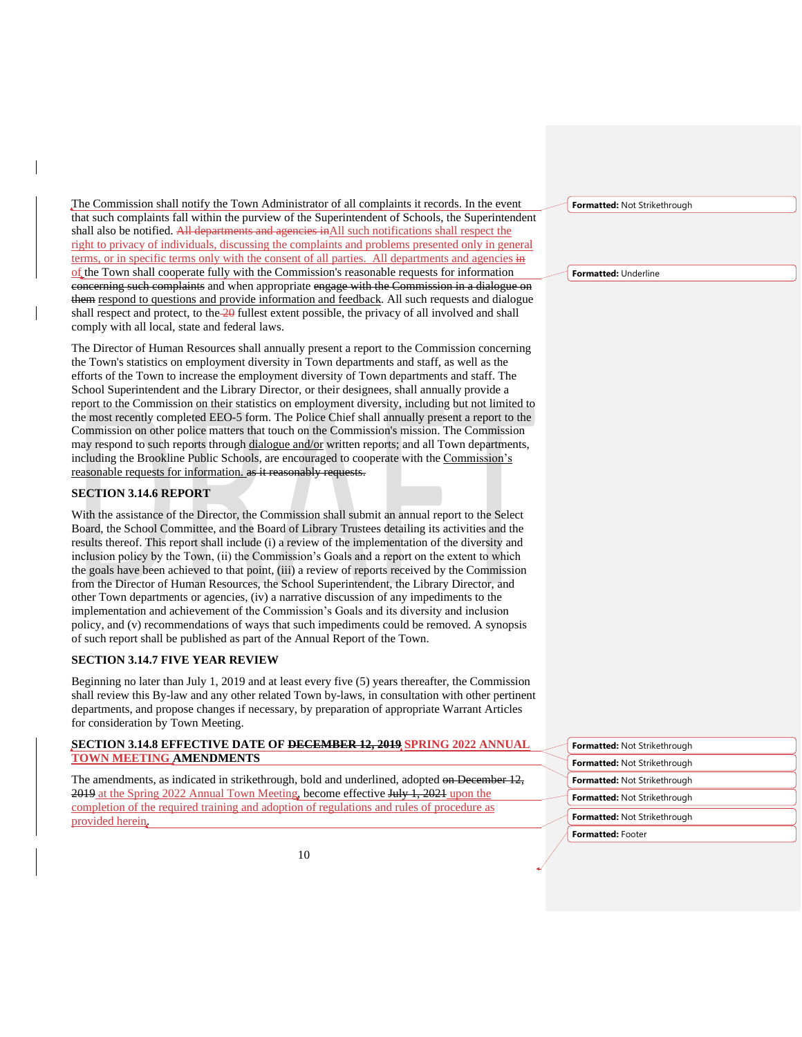The Commission shall notify the Town Administrator of all complaints it records. In the event that such complaints fall within the purview of the Superintendent of Schools, the Superintendent shall also be notified. ~~All departments and agencies in~~All such notifications shall respect the right to privacy of individuals, discussing the complaints and problems presented only in general terms, or in specific terms only with the consent of all parties. All departments and agencies ~~in~~ of the Town shall cooperate fully with the Commission's reasonable requests for information ~~concerning such complaints~~ and when appropriate ~~engage with the Commission in a dialogue on them~~ respond to questions and provide information and feedback. All such requests and dialogue shall respect and protect, to the ~~20~~ fullest extent possible, the privacy of all involved and shall comply with all local, state and federal laws.

The Director of Human Resources shall annually present a report to the Commission concerning the Town's statistics on employment diversity in Town departments and staff, as well as the efforts of the Town to increase the employment diversity of Town departments and staff. The School Superintendent and the Library Director, or their designees, shall annually provide a report to the Commission on their statistics on employment diversity, including but not limited to the most recently completed EEO-5 form. The Police Chief shall annually present a report to the Commission on other police matters that touch on the Commission's mission. The Commission may respond to such reports through dialogue and/or written reports; and all Town departments, including the Brookline Public Schools, are encouraged to cooperate with the Commission's reasonable requests for information. ~~as it reasonably requests.~~

**SECTION 3.14.6 REPORT**

With the assistance of the Director, the Commission shall submit an annual report to the Select Board, the School Committee, and the Board of Library Trustees detailing its activities and the results thereof. This report shall include (i) a review of the implementation of the diversity and inclusion policy by the Town, (ii) the Commission's Goals and a report on the extent to which the goals have been achieved to that point, (iii) a review of reports received by the Commission from the Director of Human Resources, the School Superintendent, the Library Director, and other Town departments or agencies, (iv) a narrative discussion of any impediments to the implementation and achievement of the Commission's Goals and its diversity and inclusion policy, and (v) recommendations of ways that such impediments could be removed. A synopsis of such report shall be published as part of the Annual Report of the Town.

**SECTION 3.14.7 FIVE YEAR REVIEW**

Beginning no later than July 1, 2019 and at least every five (5) years thereafter, the Commission shall review this By-law and any other related Town by-laws, in consultation with other pertinent departments, and propose changes if necessary, by preparation of appropriate Warrant Articles for consideration by Town Meeting.

**SECTION 3.14.8 EFFECTIVE DATE OF ~~DECEMBER 12, 2019~~ SPRING 2022 ANNUAL TOWN MEETING AMENDMENTS**

The amendments, as indicated in strikethrough, bold and underlined, adopted ~~on December 12, 2019~~ at the Spring 2022 Annual Town Meeting, become effective ~~July 1, 2021~~ upon the completion of the required training and adoption of regulations and rules of procedure as provided herein.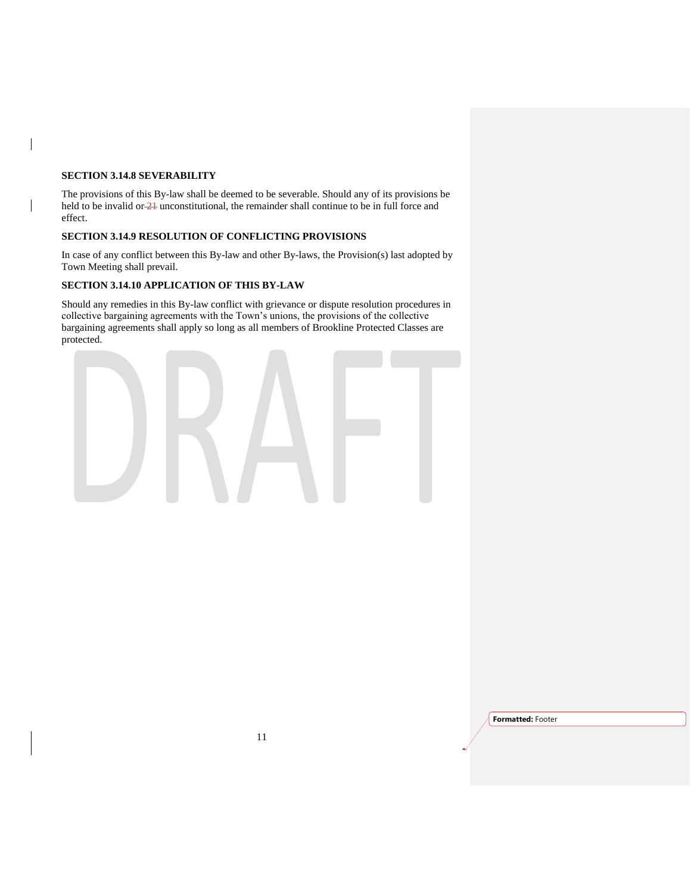### SECTION 3.14.8 SEVERABILITY

The provisions of this By-law shall be deemed to be severable. Should any of its provisions be held to be invalid or unconstitutional, the remainder shall continue to be in full force and effect.

### SECTION 3.14.9 RESOLUTION OF CONFLICTING PROVISIONS

In case of any conflict between this By-law and other By-laws, the Provision(s) last adopted by Town Meeting shall prevail.

### SECTION 3.14.10 APPLICATION OF THIS BY-LAW

Should any remedies in this By-law conflict with grievance or dispute resolution procedures in collective bargaining agreements with the Town's unions, the provisions of the collective bargaining agreements shall apply so long as all members of Brookline Protected Classes are protected.